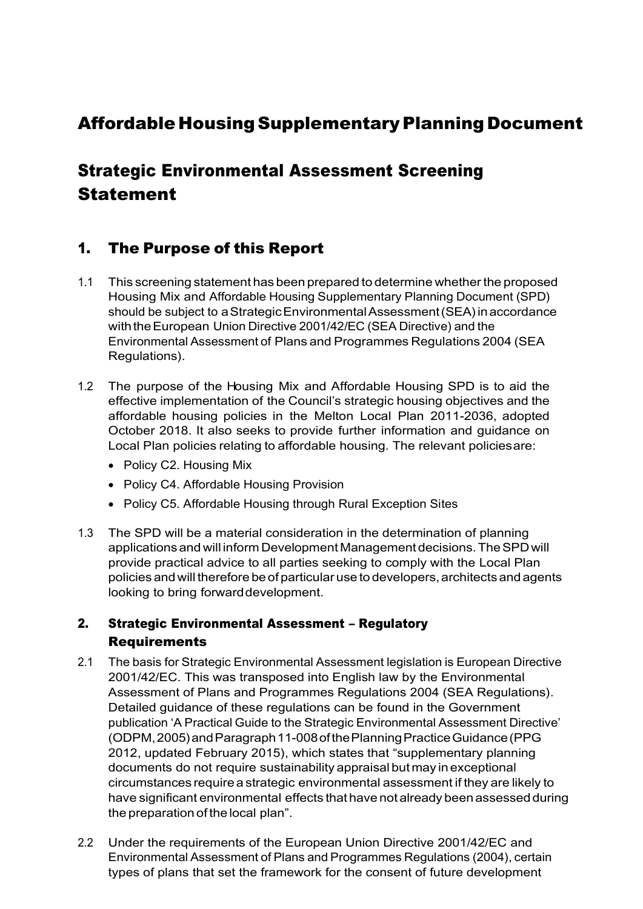# Affordable Housing Supplementary Planning Document

# Strategic Environmental Assessment Screening Statement

## 1. The Purpose of this Report

1.1 This screening statement has been prepared to determine whether the proposed Housing Mix and Affordable Housing Supplementary Planning Document (SPD) should be subject to a Strategic Environmental Assessment (SEA) in accordance with the European Union Directive 2001/42/EC (SEA Directive) and the Environmental Assessment of Plans and Programmes Regulations 2004 (SEA Regulations).

1.2 The purpose of the Housing Mix and Affordable Housing SPD is to aid the effective implementation of the Council's strategic housing objectives and the affordable housing policies in the Melton Local Plan 2011-2036, adopted October 2018. It also seeks to provide further information and guidance on Local Plan policies relating to affordable housing. The relevant policies are:

- Policy C2. Housing Mix
- Policy C4. Affordable Housing Provision
- Policy C5. Affordable Housing through Rural Exception Sites

1.3 The SPD will be a material consideration in the determination of planning applications and will inform Development Management decisions. The SPD will provide practical advice to all parties seeking to comply with the Local Plan policies and will therefore be of particular use to developers, architects and agents looking to bring forward development.

### 2. Strategic Environmental Assessment – Regulatory Requirements

2.1 The basis for Strategic Environmental Assessment legislation is European Directive 2001/42/EC. This was transposed into English law by the Environmental Assessment of Plans and Programmes Regulations 2004 (SEA Regulations). Detailed guidance of these regulations can be found in the Government publication 'A Practical Guide to the Strategic Environmental Assessment Directive' (ODPM, 2005) and Paragraph 11-008 of the Planning Practice Guidance (PPG 2012, updated February 2015), which states that "supplementary planning documents do not require sustainability appraisal but may in exceptional circumstances require a strategic environmental assessment if they are likely to have significant environmental effects that have not already been assessed during the preparation of the local plan".

2.2 Under the requirements of the European Union Directive 2001/42/EC and Environmental Assessment of Plans and Programmes Regulations (2004), certain types of plans that set the framework for the consent of future development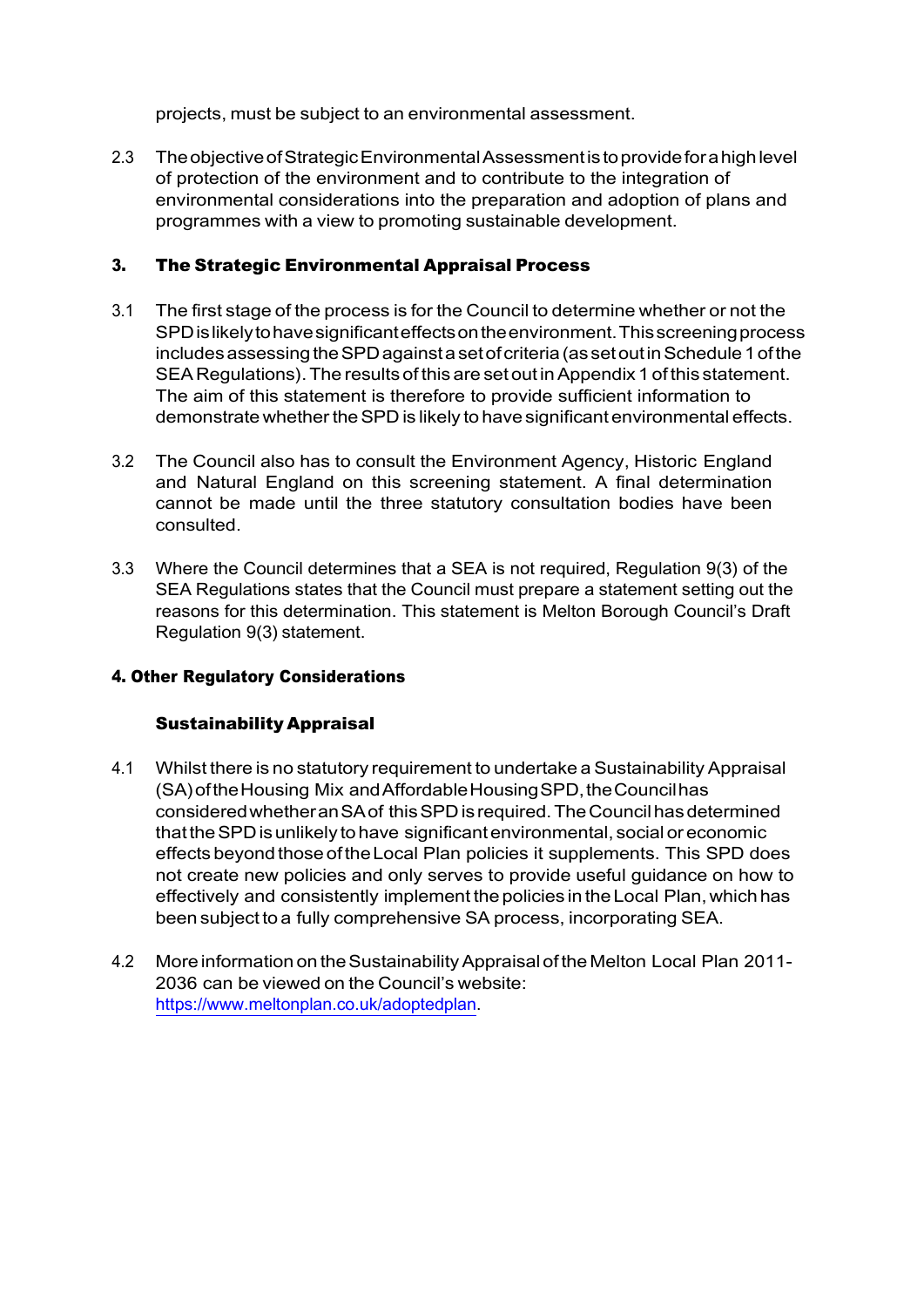projects, must be subject to an environmental assessment.

2.3 The objective of Strategic Environmental Assessment is to provide for a high level of protection of the environment and to contribute to the integration of environmental considerations into the preparation and adoption of plans and programmes with a view to promoting sustainable development.

## 3. The Strategic Environmental Appraisal Process

3.1 The first stage of the process is for the Council to determine whether or not the SPD is likely to have significant effects on the environment. This screening process includes assessing the SPD against a set of criteria (as set out in Schedule 1 of the SEA Regulations). The results of this are set out in Appendix 1 of this statement. The aim of this statement is therefore to provide sufficient information to demonstrate whether the SPD is likely to have significant environmental effects.

3.2 The Council also has to consult the Environment Agency, Historic England and Natural England on this screening statement. A final determination cannot be made until the three statutory consultation bodies have been consulted.

3.3 Where the Council determines that a SEA is not required, Regulation 9(3) of the SEA Regulations states that the Council must prepare a statement setting out the reasons for this determination. This statement is Melton Borough Council's Draft Regulation 9(3) statement.

## 4. Other Regulatory Considerations

### Sustainability Appraisal

4.1 Whilst there is no statutory requirement to undertake a Sustainability Appraisal (SA) of the Housing Mix and Affordable Housing SPD, the Council has considered whether an SA of this SPD is required. The Council has determined that the SPD is unlikely to have significant environmental, social or economic effects beyond those of the Local Plan policies it supplements. This SPD does not create new policies and only serves to provide useful guidance on how to effectively and consistently implement the policies in the Local Plan, which has been subject to a fully comprehensive SA process, incorporating SEA.

4.2 More information on the Sustainability Appraisal of the Melton Local Plan 2011-2036 can be viewed on the Council's website: https://www.meltonplan.co.uk/adoptedplan.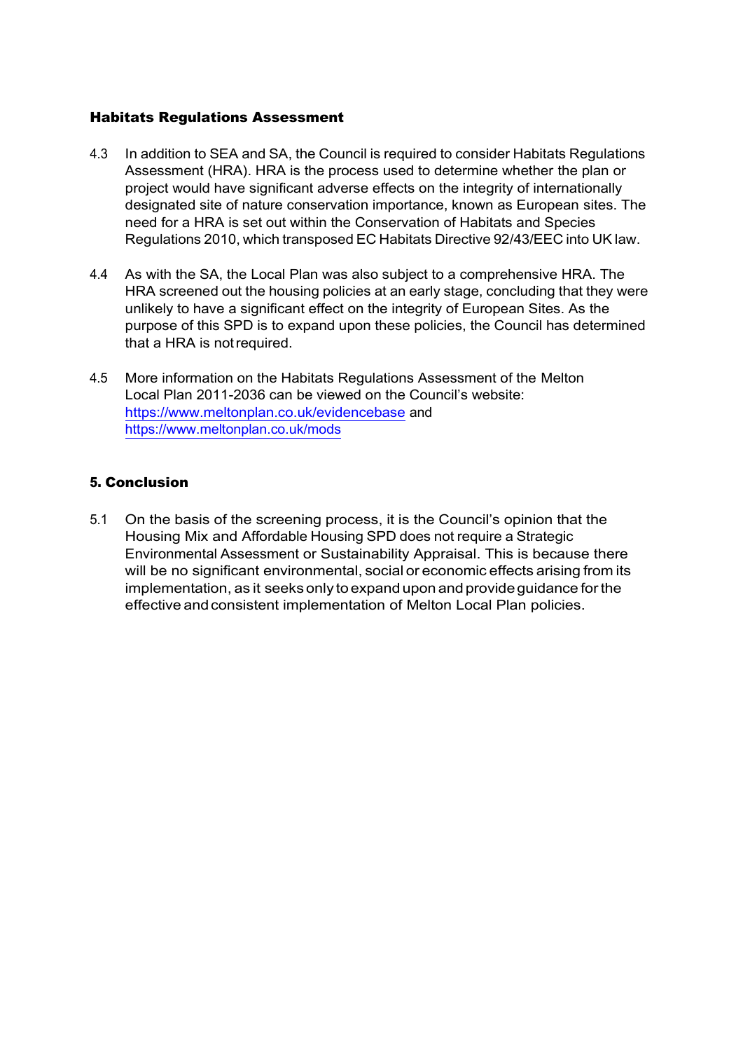### Habitats Regulations Assessment

4.3 In addition to SEA and SA, the Council is required to consider Habitats Regulations Assessment (HRA). HRA is the process used to determine whether the plan or project would have significant adverse effects on the integrity of internationally designated site of nature conservation importance, known as European sites. The need for a HRA is set out within the Conservation of Habitats and Species Regulations 2010, which transposed EC Habitats Directive 92/43/EEC into UK law.

4.4 As with the SA, the Local Plan was also subject to a comprehensive HRA. The HRA screened out the housing policies at an early stage, concluding that they were unlikely to have a significant effect on the integrity of European Sites. As the purpose of this SPD is to expand upon these policies, the Council has determined that a HRA is not required.

4.5 More information on the Habitats Regulations Assessment of the Melton Local Plan 2011-2036 can be viewed on the Council's website: [https://www.meltonplan.co.uk/evidencebase](https://www.meltonplan.co.uk/evidencebase) and [https://www.meltonplan.co.uk/mods](https://www.meltonplan.co.uk/mods)

## 5. Conclusion

5.1 On the basis of the screening process, it is the Council's opinion that the Housing Mix and Affordable Housing SPD does not require a Strategic Environmental Assessment or Sustainability Appraisal. This is because there will be no significant environmental, social or economic effects arising from its implementation, as it seeks only to expand upon and provide guidance for the effective and consistent implementation of Melton Local Plan policies.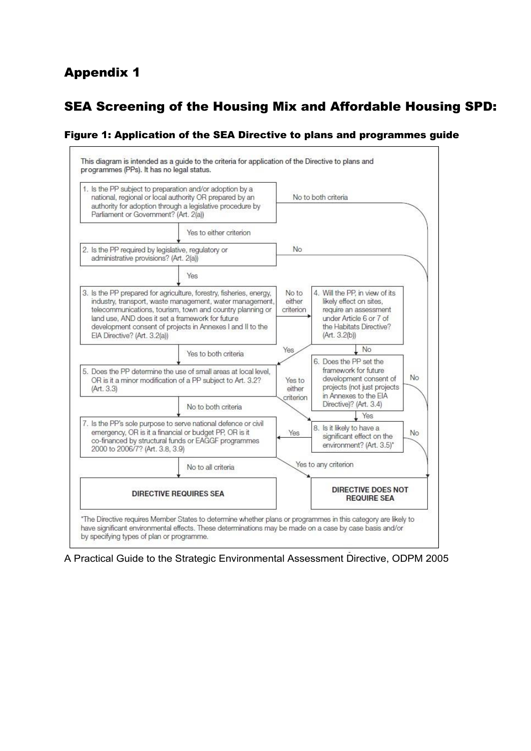# Appendix 1

## SEA Screening of the Housing Mix and Affordable Housing SPD:

### Figure 1: Application of the SEA Directive to plans and programmes guide

This diagram is intended as a guide to the criteria for application of the Directive to plans and programmes (PPs). It has no legal status.

1. Is the PP subject to preparation and/or adoption by a national, regional or local authority OR prepared by an authority for adoption through a legislative procedure by Parliament or Government? (Art. 2(a))
   - Yes to either criterion → 2
   - No to both criteria → DIRECTIVE DOES NOT REQUIRE SEA

2. Is the PP required by legislative, regulatory or administrative provisions? (Art. 2(a))
   - Yes → 3
   - No → DIRECTIVE DOES NOT REQUIRE SEA

3. Is the PP prepared for agriculture, forestry, fisheries, energy, industry, transport, waste management, water management, telecommunications, tourism, town and country planning or land use, AND does it set a framework for future development consent of projects in Annexes I and II to the EIA Directive? (Art. 3.2(a))
   - Yes to both criteria → 5
   - No to either criterion → 4

4. Will the PP, in view of its likely effect on sites, require an assessment under Article 6 or 7 of the Habitats Directive? (Art. 3.2(b))
   - Yes → 5
   - No → 6

5. Does the PP determine the use of small areas at local level, OR is it a minor modification of a PP subject to Art. 3.2? (Art. 3.3)
   - No to both criteria → 7
   - Yes to either criterion → 8

6. Does the PP set the framework for future development consent of projects (not just projects in Annexes to the EIA Directive)? (Art. 3.4)
   - Yes → 8
   - No → DIRECTIVE DOES NOT REQUIRE SEA

7. Is the PP's sole purpose to serve national defence or civil emergency, OR is it a financial or budget PP, OR is it co-financed by structural funds or EAGGF programmes 2000 to 2006/7? (Art. 3.8, 3.9)
   - No to all criteria → DIRECTIVE REQUIRES SEA
   - Yes to any criterion → DIRECTIVE DOES NOT REQUIRE SEA

8. Is it likely to have a significant effect on the environment? (Art. 3.5)*
   - Yes → 7
   - No → DIRECTIVE DOES NOT REQUIRE SEA

*The Directive requires Member States to determine whether plans or programmes in this category are likely to have significant environmental effects. These determinations may be made on a case by case basis and/or by specifying types of plan or programme.

A Practical Guide to the Strategic Environmental Assessment Directive, ODPM 2005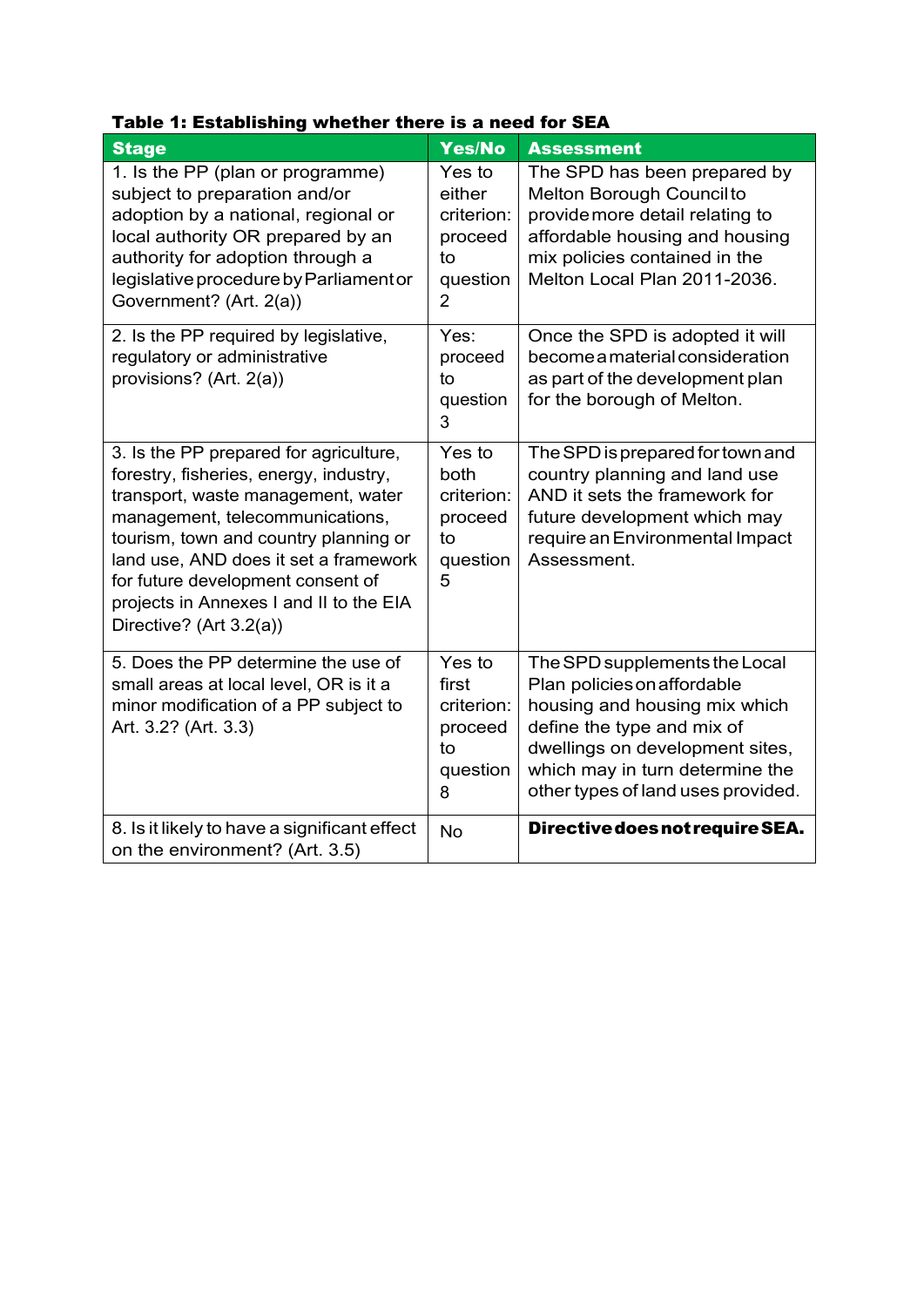**Table 1: Establishing whether there is a need for SEA**

| Stage | Yes/No | Assessment |
|---|---|---|
| 1. Is the PP (plan or programme) subject to preparation and/or adoption by a national, regional or local authority OR prepared by an authority for adoption through a legislative procedure by Parliament or Government? (Art. 2(a)) | Yes to either criterion: proceed to question 2 | The SPD has been prepared by Melton Borough Council to provide more detail relating to affordable housing and housing mix policies contained in the Melton Local Plan 2011-2036. |
| 2. Is the PP required by legislative, regulatory or administrative provisions? (Art. 2(a)) | Yes: proceed to question 3 | Once the SPD is adopted it will become a material consideration as part of the development plan for the borough of Melton. |
| 3. Is the PP prepared for agriculture, forestry, fisheries, energy, industry, transport, waste management, water management, telecommunications, tourism, town and country planning or land use, AND does it set a framework for future development consent of projects in Annexes I and II to the EIA Directive? (Art 3.2(a)) | Yes to both criterion: proceed to question 5 | The SPD is prepared for town and country planning and land use AND it sets the framework for future development which may require an Environmental Impact Assessment. |
| 5. Does the PP determine the use of small areas at local level, OR is it a minor modification of a PP subject to Art. 3.2? (Art. 3.3) | Yes to first criterion: proceed to question 8 | The SPD supplements the Local Plan policies on affordable housing and housing mix which define the type and mix of dwellings on development sites, which may in turn determine the other types of land uses provided. |
| 8. Is it likely to have a significant effect on the environment? (Art. 3.5) | No | **Directive does not require SEA.** |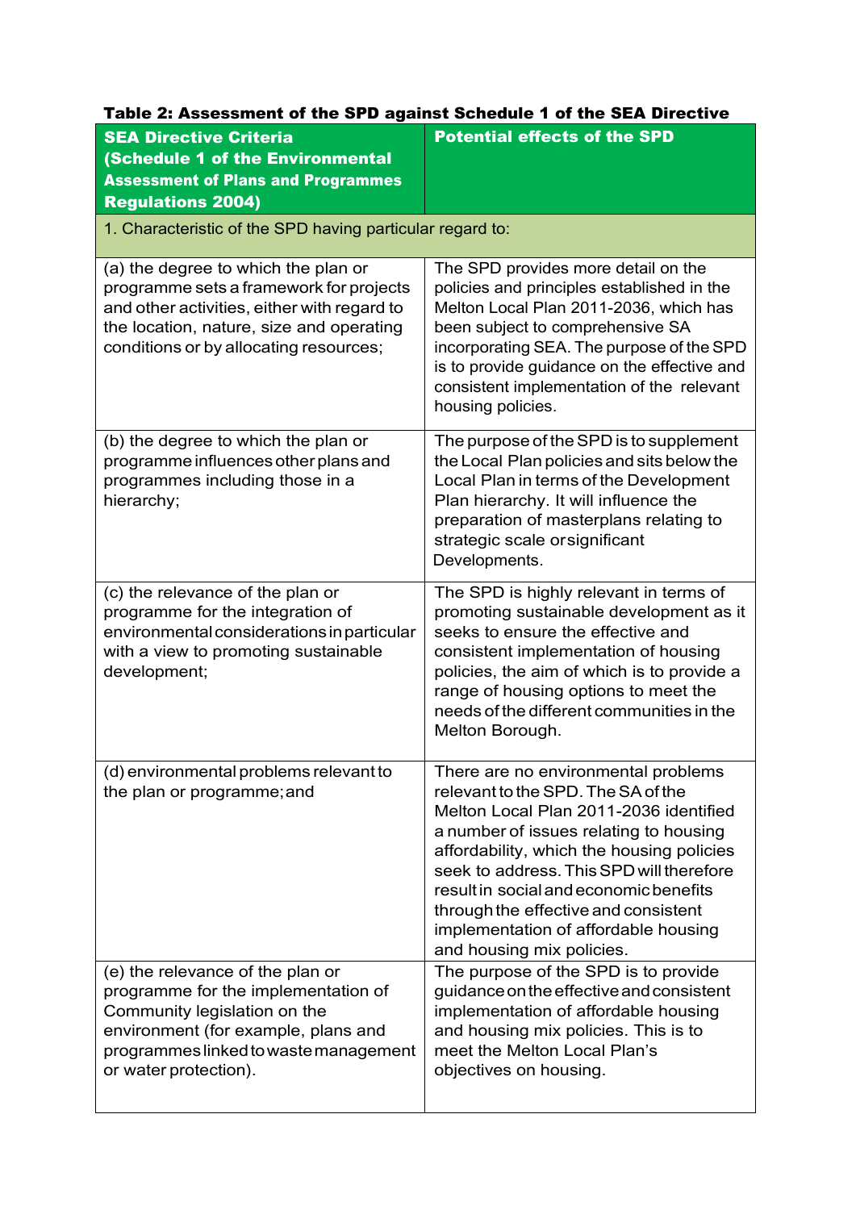**Table 2: Assessment of the SPD against Schedule 1 of the SEA Directive**

| SEA Directive Criteria (Schedule 1 of the Environmental Assessment of Plans and Programmes Regulations 2004) | Potential effects of the SPD |
|---|---|
| 1. Characteristic of the SPD having particular regard to: | |
| (a) the degree to which the plan or programme sets a framework for projects and other activities, either with regard to the location, nature, size and operating conditions or by allocating resources; | The SPD provides more detail on the policies and principles established in the Melton Local Plan 2011-2036, which has been subject to comprehensive SA incorporating SEA. The purpose of the SPD is to provide guidance on the effective and consistent implementation of the relevant housing policies. |
| (b) the degree to which the plan or programme influences other plans and programmes including those in a hierarchy; | The purpose of the SPD is to supplement the Local Plan policies and sits below the Local Plan in terms of the Development Plan hierarchy. It will influence the preparation of masterplans relating to strategic scale or significant Developments. |
| (c) the relevance of the plan or programme for the integration of environmental considerations in particular with a view to promoting sustainable development; | The SPD is highly relevant in terms of promoting sustainable development as it seeks to ensure the effective and consistent implementation of housing policies, the aim of which is to provide a range of housing options to meet the needs of the different communities in the Melton Borough. |
| (d) environmental problems relevant to the plan or programme; and | There are no environmental problems relevant to the SPD. The SA of the Melton Local Plan 2011-2036 identified a number of issues relating to housing affordability, which the housing policies seek to address. This SPD will therefore result in social and economic benefits through the effective and consistent implementation of affordable housing and housing mix policies. |
| (e) the relevance of the plan or programme for the implementation of Community legislation on the environment (for example, plans and programmes linked to waste management or water protection). | The purpose of the SPD is to provide guidance on the effective and consistent implementation of affordable housing and housing mix policies. This is to meet the Melton Local Plan's objectives on housing. |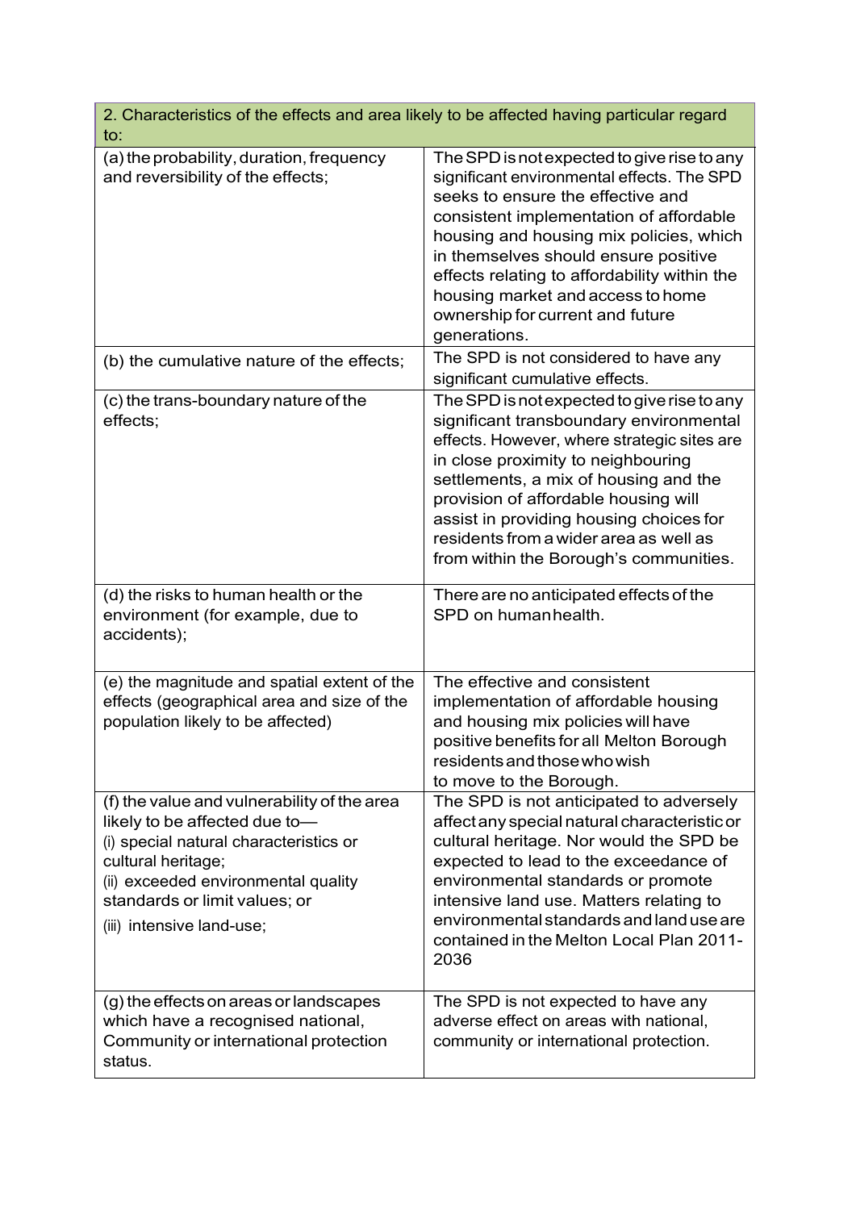| 2. Characteristics of the effects and area likely to be affected having particular regard to: | |
|---|---|
| (a) the probability, duration, frequency and reversibility of the effects; | The SPD is not expected to give rise to any significant environmental effects. The SPD seeks to ensure the effective and consistent implementation of affordable housing and housing mix policies, which in themselves should ensure positive effects relating to affordability within the housing market and access to home ownership for current and future generations. |
| (b) the cumulative nature of the effects; | The SPD is not considered to have any significant cumulative effects. |
| (c) the trans-boundary nature of the effects; | The SPD is not expected to give rise to any significant transboundary environmental effects. However, where strategic sites are in close proximity to neighbouring settlements, a mix of housing and the provision of affordable housing will assist in providing housing choices for residents from a wider area as well as from within the Borough's communities. |
| (d) the risks to human health or the environment (for example, due to accidents); | There are no anticipated effects of the SPD on human health. |
| (e) the magnitude and spatial extent of the effects (geographical area and size of the population likely to be affected) | The effective and consistent implementation of affordable housing and housing mix policies will have positive benefits for all Melton Borough residents and those who wish to move to the Borough. |
| (f) the value and vulnerability of the area likely to be affected due to—<br>(i) special natural characteristics or cultural heritage;<br>(ii) exceeded environmental quality standards or limit values; or<br>(iii) intensive land-use; | The SPD is not anticipated to adversely affect any special natural characteristic or cultural heritage. Nor would the SPD be expected to lead to the exceedance of environmental standards or promote intensive land use. Matters relating to environmental standards and land use are contained in the Melton Local Plan 2011-2036 |
| (g) the effects on areas or landscapes which have a recognised national, Community or international protection status. | The SPD is not expected to have any adverse effect on areas with national, community or international protection. |